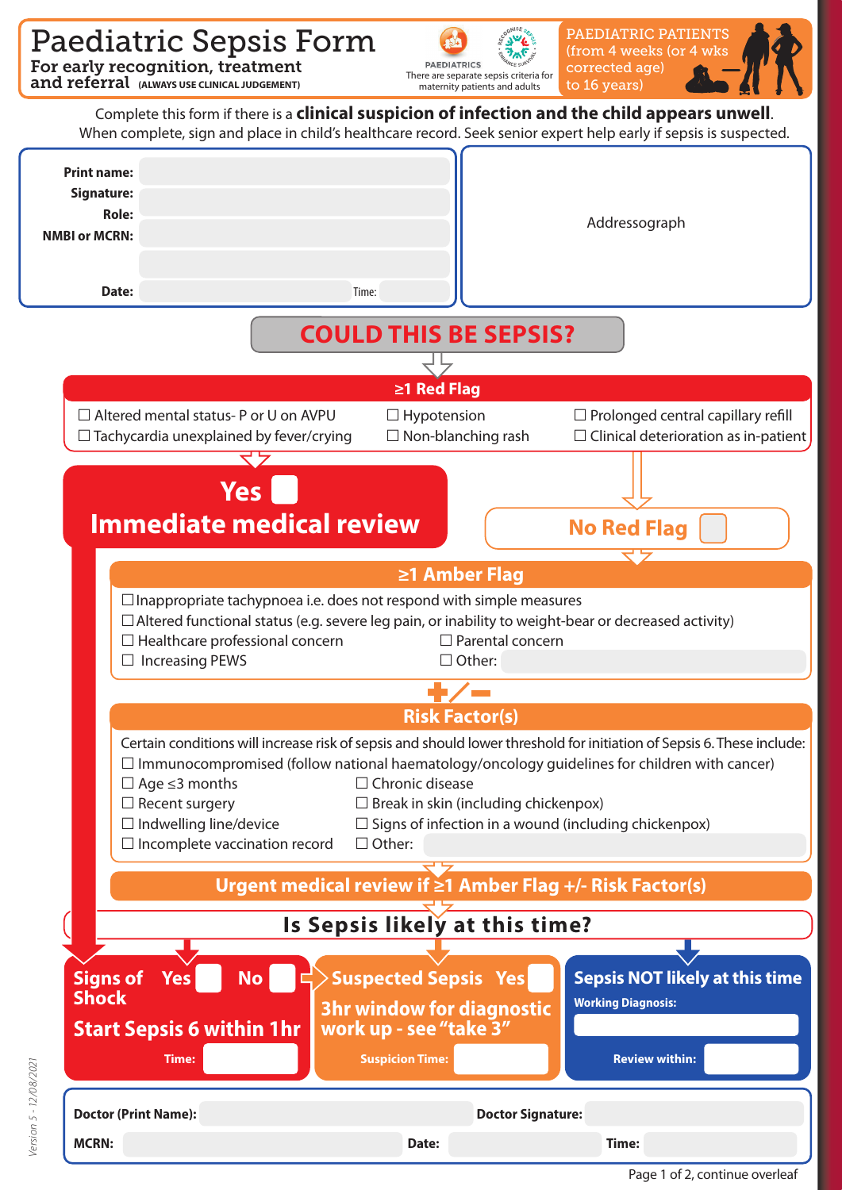# Paediatric Sepsis Form

**For early recognition, treatment and referral** (ALWAYS USE CLINICAL JUDGEMENT)

PAEDIATRICS

There are separate sepsis criteria for maternity patients and adults

PAEDIATRIC PATIENTS (from 4 weeks (or 4 wks corrected age) to 16 years)

Complete this form if there is a **clinical suspicion of infection and the child appears unwell**.
When complete, sign and place in child's healthcare record. Seek senior expert help early if sepsis is suspected.

**Print name:**

**Signature:**

**Role:**

**NMBI or MCRN:**

**Date:** Time:

Addressograph

## COULD THIS BE SEPSIS?

### ≥1 Red Flag

- ☐ Altered mental status- P or U on AVPU
- ☐ Tachycardia unexplained by fever/crying
- ☐ Hypotension
- ☐ Non-blanching rash
- ☐ Prolonged central capillary refill
- ☐ Clinical deterioration as in-patient

**Yes ☐ Immediate medical review**

**No Red Flag ☐**

### ≥1 Amber Flag

- ☐ Inappropriate tachypnoea i.e. does not respond with simple measures
- ☐ Altered functional status (e.g. severe leg pain, or inability to weight-bear or decreased activity)
- ☐ Healthcare professional concern
- ☐ Parental concern
- ☐ Increasing PEWS
- ☐ Other:

+/−

### Risk Factor(s)

Certain conditions will increase risk of sepsis and should lower threshold for initiation of Sepsis 6. These include:

- ☐ Immunocompromised (follow national haematology/oncology guidelines for children with cancer)
- ☐ Age ≤3 months
- ☐ Recent surgery
- ☐ Indwelling line/device
- ☐ Incomplete vaccination record
- ☐ Chronic disease
- ☐ Break in skin (including chickenpox)
- ☐ Signs of infection in a wound (including chickenpox)
- ☐ Other:

**Urgent medical review if ≥1 Amber Flag +/- Risk Factor(s)**

## Is Sepsis likely at this time?

**Signs of Shock** Yes ☐ No ☐
**Start Sepsis 6 within 1hr**
Time:

**Suspected Sepsis** Yes ☐
**3hr window for diagnostic work up - see "take 3"**
Suspicion Time:

**Sepsis NOT likely at this time**
Working Diagnosis:
Review within:

**Doctor (Print Name):** **Doctor Signature:**

**MCRN:** **Date:** **Time:**

Version 5 - 12/08/2021

continue overleaf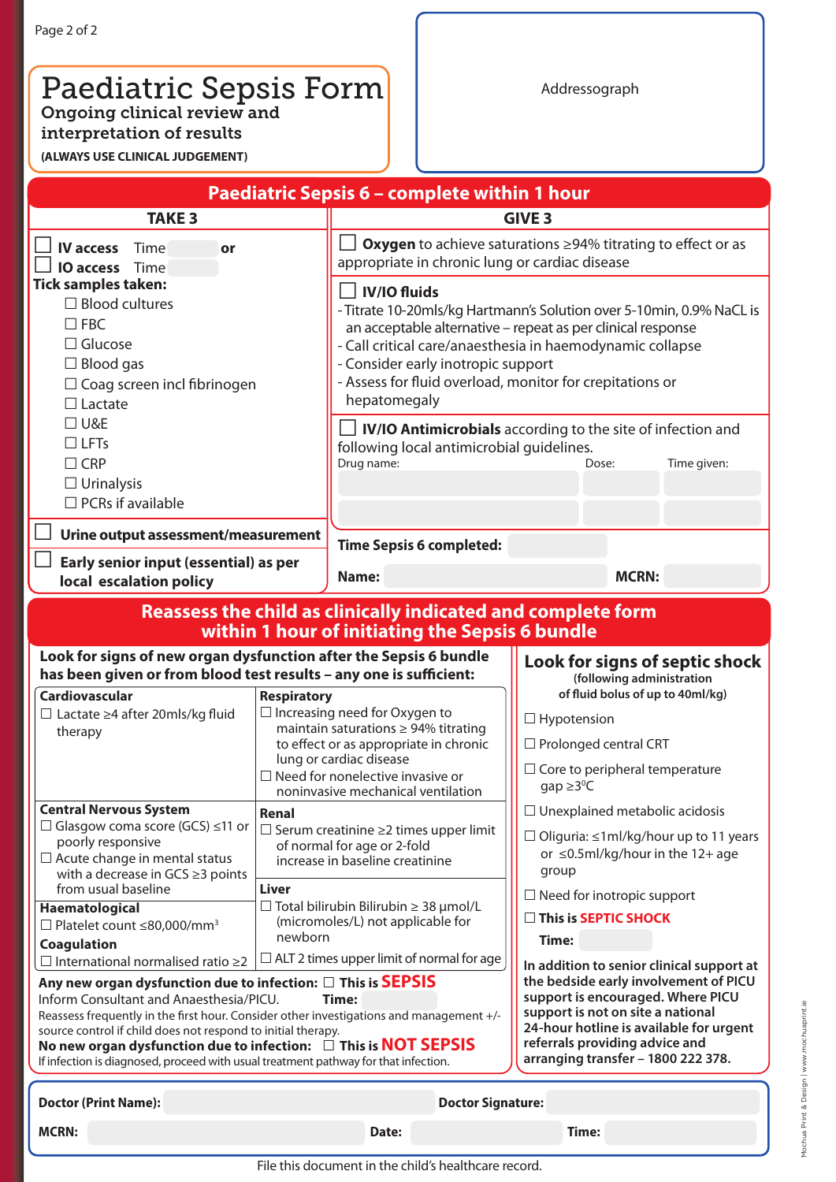# Paediatric Sepsis Form

**Ongoing clinical review and interpretation of results**

**(ALWAYS USE CLINICAL JUDGEMENT)**

Addressograph

## Paediatric Sepsis 6 – complete within 1 hour

### TAKE 3

- ☐ **IV access** Time ______ **or**
- ☐ **IO access** Time ______

**Tick samples taken:**

- ☐ Blood cultures
- ☐ FBC
- ☐ Glucose
- ☐ Blood gas
- ☐ Coag screen incl fibrinogen
- ☐ Lactate
- ☐ U&E
- ☐ LFTs
- ☐ CRP
- ☐ Urinalysis
- ☐ PCRs if available

☐ **Urine output assessment/measurement**

☐ **Early senior input (essential) as per local escalation policy**

### GIVE 3

☐ **Oxygen** to achieve saturations ≥94% titrating to effect or as appropriate in chronic lung or cardiac disease

☐ **IV/IO fluids**

- Titrate 10-20mls/kg Hartmann's Solution over 5-10min, 0.9% NaCL is an acceptable alternative – repeat as per clinical response
- Call critical care/anaesthesia in haemodynamic collapse
- Consider early inotropic support
- Assess for fluid overload, monitor for crepitations or hepatomegaly

☐ **IV/IO Antimicrobials** according to the site of infection and following local antimicrobial guidelines.

| Drug name: | Dose: | Time given: |
|---|---|---|
| | | |
| | | |

**Time Sepsis 6 completed:** ______

**Name:** ______ **MCRN:** ______

## Reassess the child as clinically indicated and complete form within 1 hour of initiating the Sepsis 6 bundle

**Look for signs of new organ dysfunction after the Sepsis 6 bundle has been given or from blood test results – any one is sufficient:**

| | |
|---|---|
| **Cardiovascular**<br>☐ Lactate ≥4 after 20mls/kg fluid therapy | **Respiratory**<br>☐ Increasing need for Oxygen to maintain saturations ≥ 94% titrating to effect or as appropriate in chronic lung or cardiac disease<br>☐ Need for nonelective invasive or noninvasive mechanical ventilation |
| **Central Nervous System**<br>☐ Glasgow coma score (GCS) ≤11 or poorly responsive<br>☐ Acute change in mental status with a decrease in GCS ≥3 points from usual baseline | **Renal**<br>☐ Serum creatinine ≥2 times upper limit of normal for age or 2-fold increase in baseline creatinine |
| **Haematological**<br>☐ Platelet count ≤80,000/mm$^3$ | **Liver**<br>☐ Total bilirubin Bilirubin ≥ 38 µmol/L (micromoles/L) not applicable for newborn |
| **Coagulation**<br>☐ International normalised ratio ≥2 | ☐ ALT 2 times upper limit of normal for age |

**Any new organ dysfunction due to infection:** ☐ **This is SEPSIS**

Inform Consultant and Anaesthesia/PICU. **Time:** ______

Reassess frequently in the first hour. Consider other investigations and management +/- source control if child does not respond to initial therapy.

**No new organ dysfunction due to infection:** ☐ **This is NOT SEPSIS**

If infection is diagnosed, proceed with usual treatment pathway for that infection.

### Look for signs of septic shock

**(following administration of fluid bolus of up to 40ml/kg)**

- ☐ Hypotension
- ☐ Prolonged central CRT
- ☐ Core to peripheral temperature gap ≥3$^0$C
- ☐ Unexplained metabolic acidosis
- ☐ Oliguria: ≤1ml/kg/hour up to 11 years or ≤0.5ml/kg/hour in the 12+ age group
- ☐ Need for inotropic support
- ☐ **This is SEPTIC SHOCK**

**Time:** ______

**In addition to senior clinical support at the bedside early involvement of PICU support is encouraged. Where PICU support is not on site a national 24-hour hotline is available for urgent referrals providing advice and arranging transfer – 1800 222 378.**

**Doctor (Print Name):** ______ **Doctor Signature:** ______

**MCRN:** ______ **Date:** ______ **Time:** ______

File this document in the child's healthcare record.